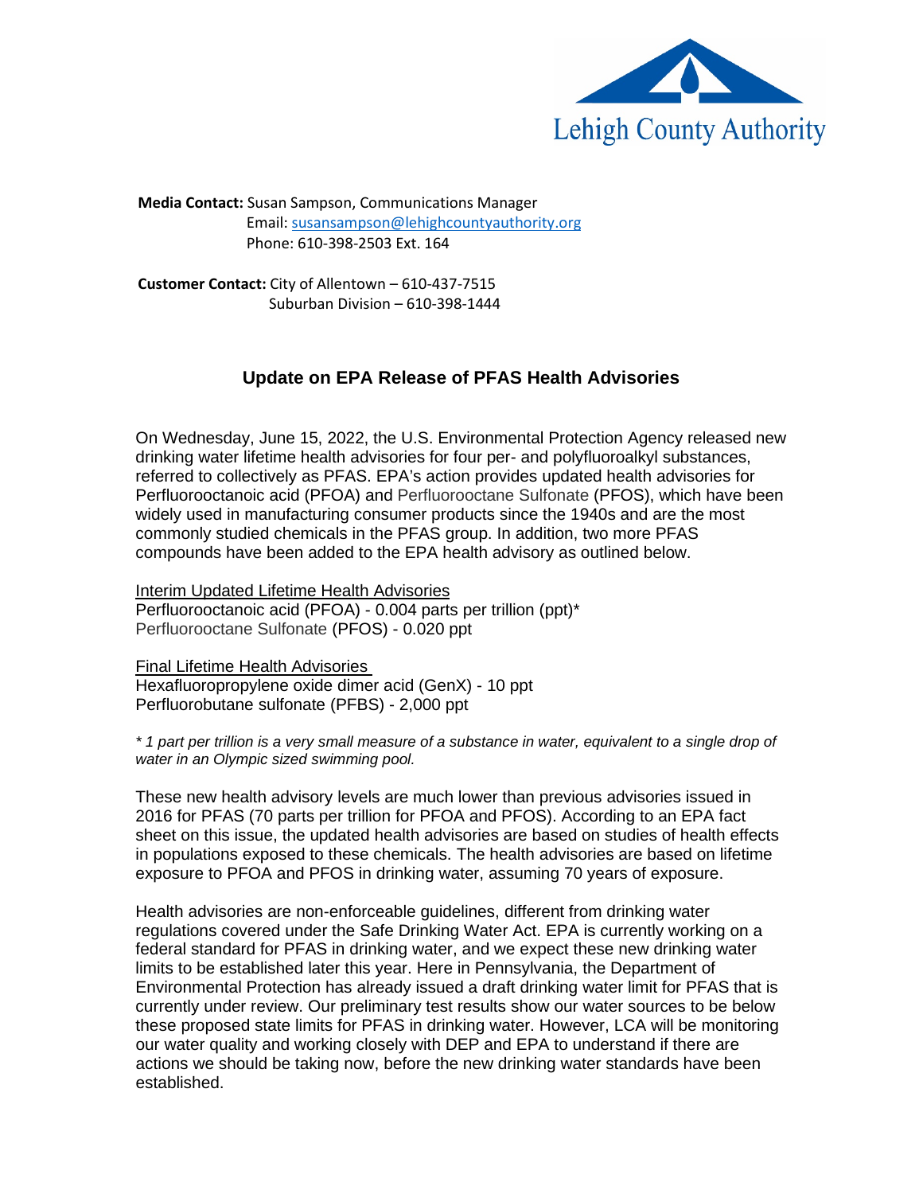Lehigh County Authority

**Media Contact:** Susan Sampson, Communications Manager
Email: susansampson@lehighcountyauthority.org
Phone: 610-398-2503 Ext. 164

**Customer Contact:** City of Allentown – 610-437-7515
Suburban Division – 610-398-1444

## Update on EPA Release of PFAS Health Advisories

On Wednesday, June 15, 2022, the U.S. Environmental Protection Agency released new drinking water lifetime health advisories for four per- and polyfluoroalkyl substances, referred to collectively as PFAS. EPA's action provides updated health advisories for Perfluorooctanoic acid (PFOA) and Perfluorooctane Sulfonate (PFOS), which have been widely used in manufacturing consumer products since the 1940s and are the most commonly studied chemicals in the PFAS group. In addition, two more PFAS compounds have been added to the EPA health advisory as outlined below.

Interim Updated Lifetime Health Advisories
Perfluorooctanoic acid (PFOA) - 0.004 parts per trillion (ppt)*
Perfluorooctane Sulfonate (PFOS) - 0.020 ppt

Final Lifetime Health Advisories
Hexafluoropropylene oxide dimer acid (GenX) - 10 ppt
Perfluorobutane sulfonate (PFBS) - 2,000 ppt

*\* 1 part per trillion is a very small measure of a substance in water, equivalent to a single drop of water in an Olympic sized swimming pool.*

These new health advisory levels are much lower than previous advisories issued in 2016 for PFAS (70 parts per trillion for PFOA and PFOS). According to an EPA fact sheet on this issue, the updated health advisories are based on studies of health effects in populations exposed to these chemicals. The health advisories are based on lifetime exposure to PFOA and PFOS in drinking water, assuming 70 years of exposure.

Health advisories are non-enforceable guidelines, different from drinking water regulations covered under the Safe Drinking Water Act. EPA is currently working on a federal standard for PFAS in drinking water, and we expect these new drinking water limits to be established later this year. Here in Pennsylvania, the Department of Environmental Protection has already issued a draft drinking water limit for PFAS that is currently under review. Our preliminary test results show our water sources to be below these proposed state limits for PFAS in drinking water. However, LCA will be monitoring our water quality and working closely with DEP and EPA to understand if there are actions we should be taking now, before the new drinking water standards have been established.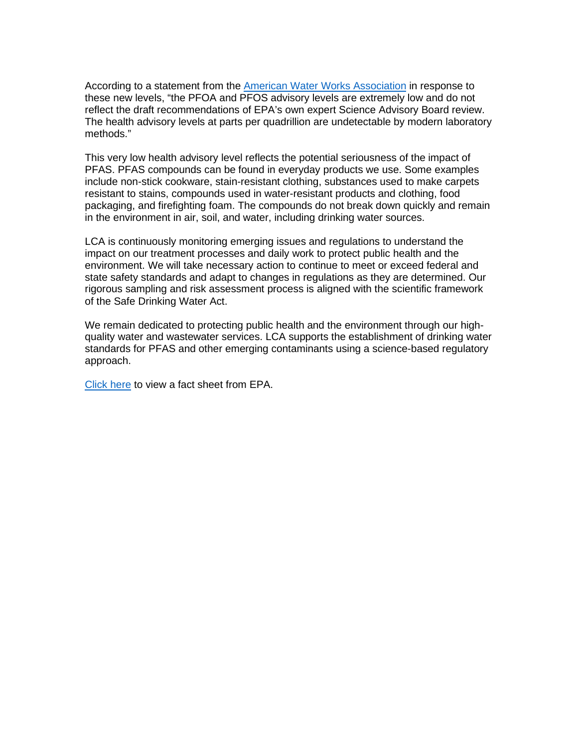According to a statement from the American Water Works Association in response to these new levels, "the PFOA and PFOS advisory levels are extremely low and do not reflect the draft recommendations of EPA's own expert Science Advisory Board review. The health advisory levels at parts per quadrillion are undetectable by modern laboratory methods."

This very low health advisory level reflects the potential seriousness of the impact of PFAS. PFAS compounds can be found in everyday products we use. Some examples include non-stick cookware, stain-resistant clothing, substances used to make carpets resistant to stains, compounds used in water-resistant products and clothing, food packaging, and firefighting foam. The compounds do not break down quickly and remain in the environment in air, soil, and water, including drinking water sources.

LCA is continuously monitoring emerging issues and regulations to understand the impact on our treatment processes and daily work to protect public health and the environment. We will take necessary action to continue to meet or exceed federal and state safety standards and adapt to changes in regulations as they are determined. Our rigorous sampling and risk assessment process is aligned with the scientific framework of the Safe Drinking Water Act.

We remain dedicated to protecting public health and the environment through our high-quality water and wastewater services. LCA supports the establishment of drinking water standards for PFAS and other emerging contaminants using a science-based regulatory approach.

Click here to view a fact sheet from EPA.